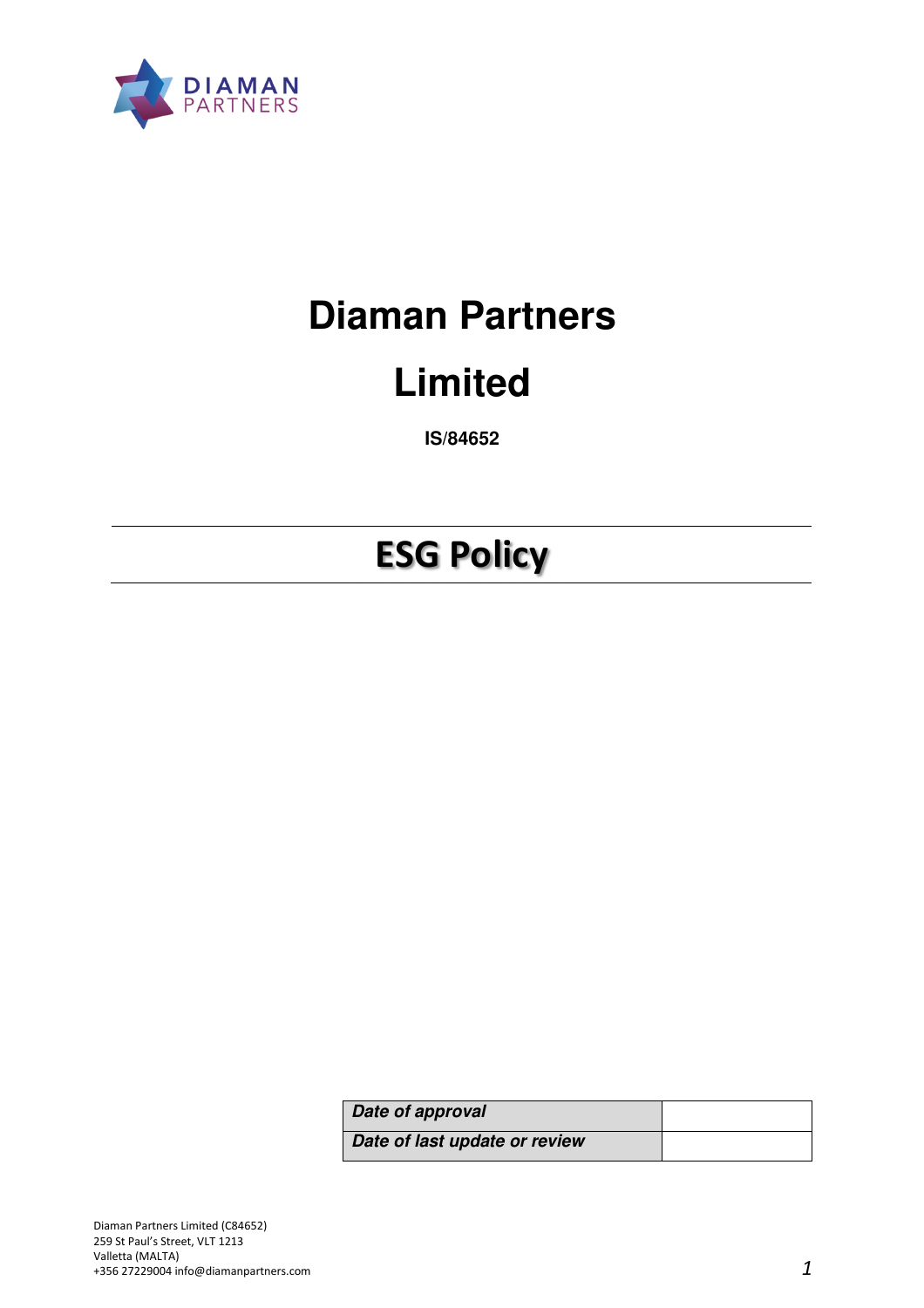# Diaman Partners Limited

**IS/84652**

# ESG Policy

| *Date of approval* | |
|---|---|
| *Date of last update or review* | |

Diaman Partners Limited (C84652)
259 St Paul's Street, VLT 1213
Valletta (MALTA)
+356 27229004 info@diamanpartners.com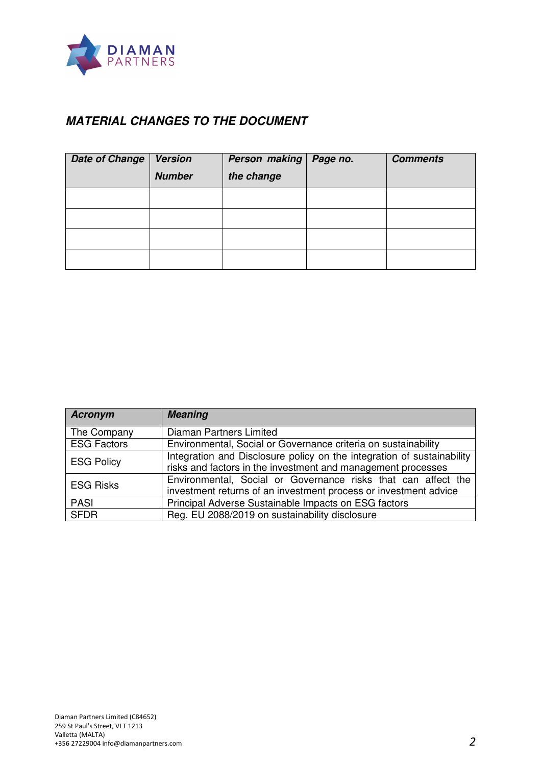## *MATERIAL CHANGES TO THE DOCUMENT*

| *Date of Change* | *Version Number* | *Person making the change* | *Page no.* | *Comments* |
|---|---|---|---|---|
| | | | | |
| | | | | |
| | | | | |
| | | | | |

| *Acronym* | *Meaning* |
|---|---|
| The Company | Diaman Partners Limited |
| ESG Factors | Environmental, Social or Governance criteria on sustainability |
| ESG Policy | Integration and Disclosure policy on the integration of sustainability risks and factors in the investment and management processes |
| ESG Risks | Environmental, Social or Governance risks that can affect the investment returns of an investment process or investment advice |
| PASI | Principal Adverse Sustainable Impacts on ESG factors |
| SFDR | Reg. EU 2088/2019 on sustainability disclosure |

Diaman Partners Limited (C84652)
259 St Paul's Street, VLT 1213
Valletta (MALTA)
+356 27229004 info@diamanpartners.com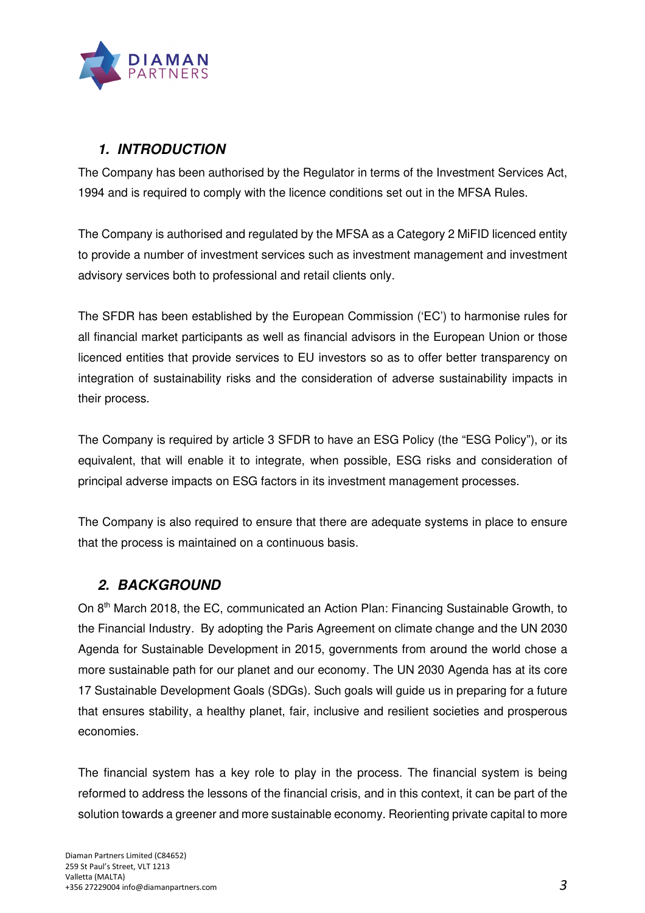## 1. INTRODUCTION

The Company has been authorised by the Regulator in terms of the Investment Services Act, 1994 and is required to comply with the licence conditions set out in the MFSA Rules.

The Company is authorised and regulated by the MFSA as a Category 2 MiFID licenced entity to provide a number of investment services such as investment management and investment advisory services both to professional and retail clients only.

The SFDR has been established by the European Commission ('EC') to harmonise rules for all financial market participants as well as financial advisors in the European Union or those licenced entities that provide services to EU investors so as to offer better transparency on integration of sustainability risks and the consideration of adverse sustainability impacts in their process.

The Company is required by article 3 SFDR to have an ESG Policy (the "ESG Policy"), or its equivalent, that will enable it to integrate, when possible, ESG risks and consideration of principal adverse impacts on ESG factors in its investment management processes.

The Company is also required to ensure that there are adequate systems in place to ensure that the process is maintained on a continuous basis.

## 2. BACKGROUND

On 8th March 2018, the EC, communicated an Action Plan: Financing Sustainable Growth, to the Financial Industry. By adopting the Paris Agreement on climate change and the UN 2030 Agenda for Sustainable Development in 2015, governments from around the world chose a more sustainable path for our planet and our economy. The UN 2030 Agenda has at its core 17 Sustainable Development Goals (SDGs). Such goals will guide us in preparing for a future that ensures stability, a healthy planet, fair, inclusive and resilient societies and prosperous economies.

The financial system has a key role to play in the process. The financial system is being reformed to address the lessons of the financial crisis, and in this context, it can be part of the solution towards a greener and more sustainable economy. Reorienting private capital to more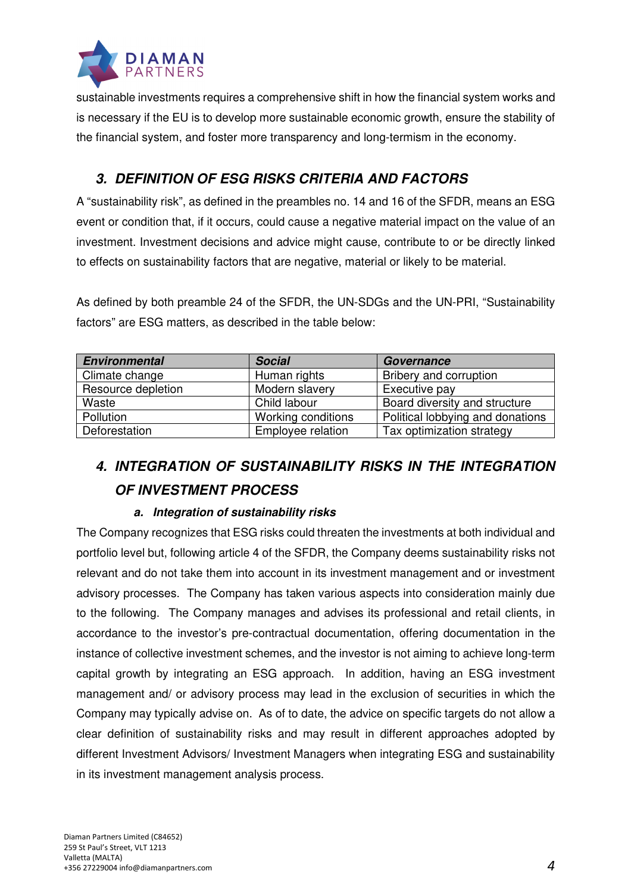sustainable investments requires a comprehensive shift in how the financial system works and is necessary if the EU is to develop more sustainable economic growth, ensure the stability of the financial system, and foster more transparency and long-termism in the economy.

## 3. DEFINITION OF ESG RISKS CRITERIA AND FACTORS

A "sustainability risk", as defined in the preambles no. 14 and 16 of the SFDR, means an ESG event or condition that, if it occurs, could cause a negative material impact on the value of an investment. Investment decisions and advice might cause, contribute to or be directly linked to effects on sustainability factors that are negative, material or likely to be material.

As defined by both preamble 24 of the SFDR, the UN-SDGs and the UN-PRI, "Sustainability factors" are ESG matters, as described in the table below:

| ***Environmental*** | ***Social*** | ***Governance*** |
|---|---|---|
| Climate change | Human rights | Bribery and corruption |
| Resource depletion | Modern slavery | Executive pay |
| Waste | Child labour | Board diversity and structure |
| Pollution | Working conditions | Political lobbying and donations |
| Deforestation | Employee relation | Tax optimization strategy |

## 4. INTEGRATION OF SUSTAINABILITY RISKS IN THE INTEGRATION OF INVESTMENT PROCESS

### a. Integration of sustainability risks

The Company recognizes that ESG risks could threaten the investments at both individual and portfolio level but, following article 4 of the SFDR, the Company deems sustainability risks not relevant and do not take them into account in its investment management and or investment advisory processes. The Company has taken various aspects into consideration mainly due to the following. The Company manages and advises its professional and retail clients, in accordance to the investor's pre-contractual documentation, offering documentation in the instance of collective investment schemes, and the investor is not aiming to achieve long-term capital growth by integrating an ESG approach. In addition, having an ESG investment management and/ or advisory process may lead in the exclusion of securities in which the Company may typically advise on. As of to date, the advice on specific targets do not allow a clear definition of sustainability risks and may result in different approaches adopted by different Investment Advisors/ Investment Managers when integrating ESG and sustainability in its investment management analysis process.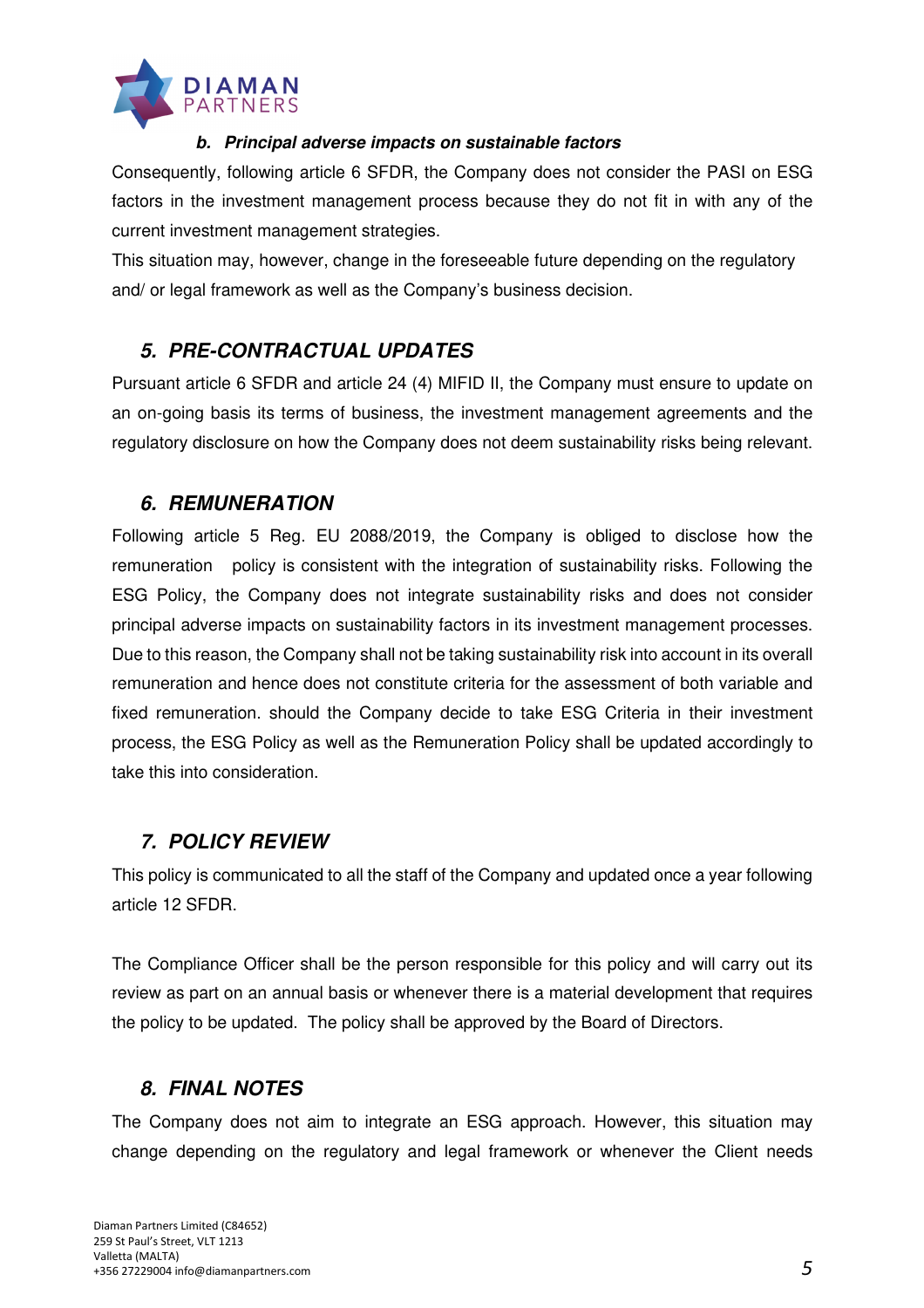#### *b. Principal adverse impacts on sustainable factors*

Consequently, following article 6 SFDR, the Company does not consider the PASI on ESG factors in the investment management process because they do not fit in with any of the current investment management strategies.

This situation may, however, change in the foreseeable future depending on the regulatory and/ or legal framework as well as the Company's business decision.

## *5. PRE-CONTRACTUAL UPDATES*

Pursuant article 6 SFDR and article 24 (4) MIFID II, the Company must ensure to update on an on-going basis its terms of business, the investment management agreements and the regulatory disclosure on how the Company does not deem sustainability risks being relevant.

## *6. REMUNERATION*

Following article 5 Reg. EU 2088/2019, the Company is obliged to disclose how the remuneration policy is consistent with the integration of sustainability risks. Following the ESG Policy, the Company does not integrate sustainability risks and does not consider principal adverse impacts on sustainability factors in its investment management processes. Due to this reason, the Company shall not be taking sustainability risk into account in its overall remuneration and hence does not constitute criteria for the assessment of both variable and fixed remuneration. should the Company decide to take ESG Criteria in their investment process, the ESG Policy as well as the Remuneration Policy shall be updated accordingly to take this into consideration.

## *7. POLICY REVIEW*

This policy is communicated to all the staff of the Company and updated once a year following article 12 SFDR.

The Compliance Officer shall be the person responsible for this policy and will carry out its review as part on an annual basis or whenever there is a material development that requires the policy to be updated. The policy shall be approved by the Board of Directors.

## *8. FINAL NOTES*

The Company does not aim to integrate an ESG approach. However, this situation may change depending on the regulatory and legal framework or whenever the Client needs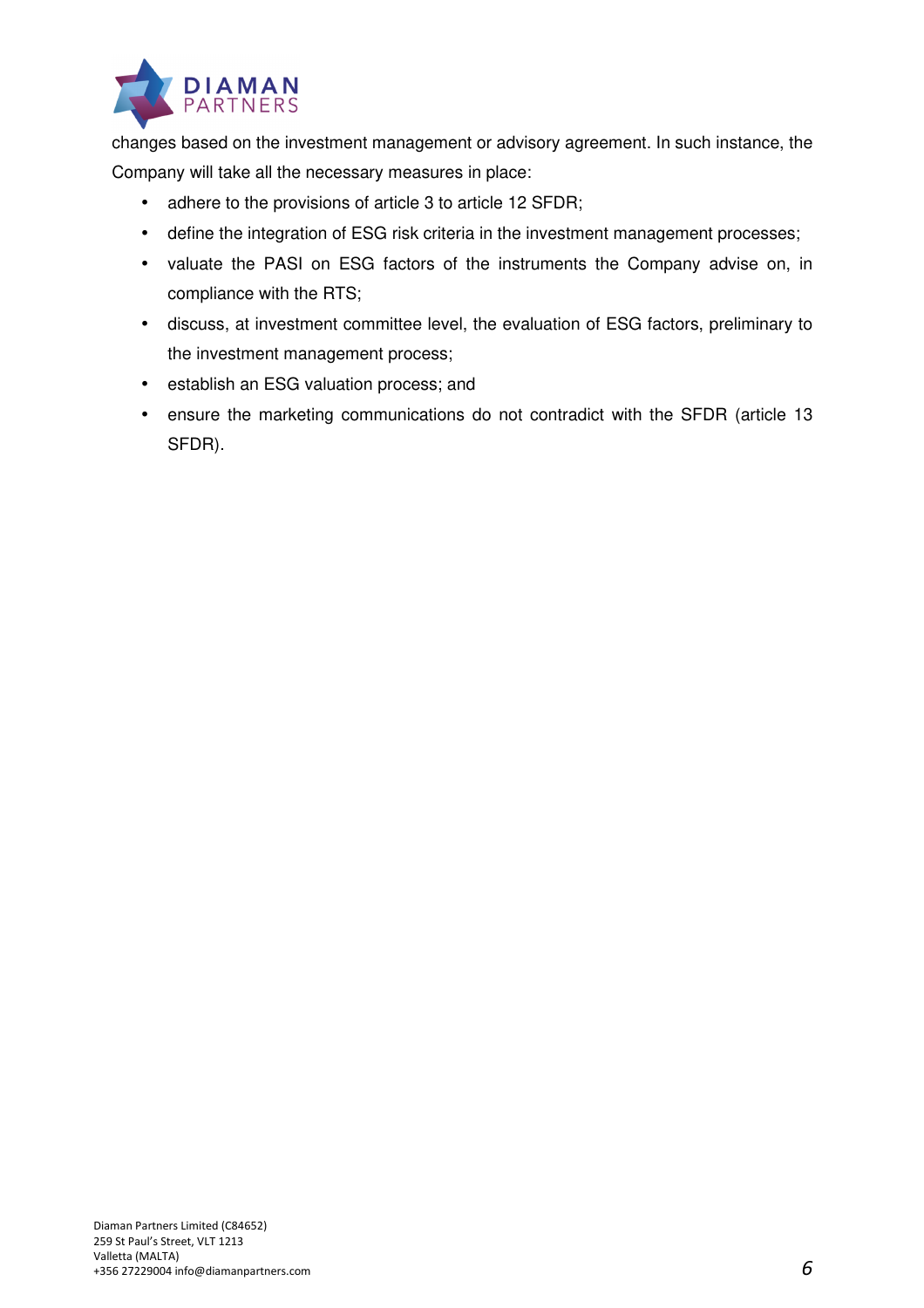changes based on the investment management or advisory agreement. In such instance, the Company will take all the necessary measures in place:

- adhere to the provisions of article 3 to article 12 SFDR;
- define the integration of ESG risk criteria in the investment management processes;
- valuate the PASI on ESG factors of the instruments the Company advise on, in compliance with the RTS;
- discuss, at investment committee level, the evaluation of ESG factors, preliminary to the investment management process;
- establish an ESG valuation process; and
- ensure the marketing communications do not contradict with the SFDR (article 13 SFDR).